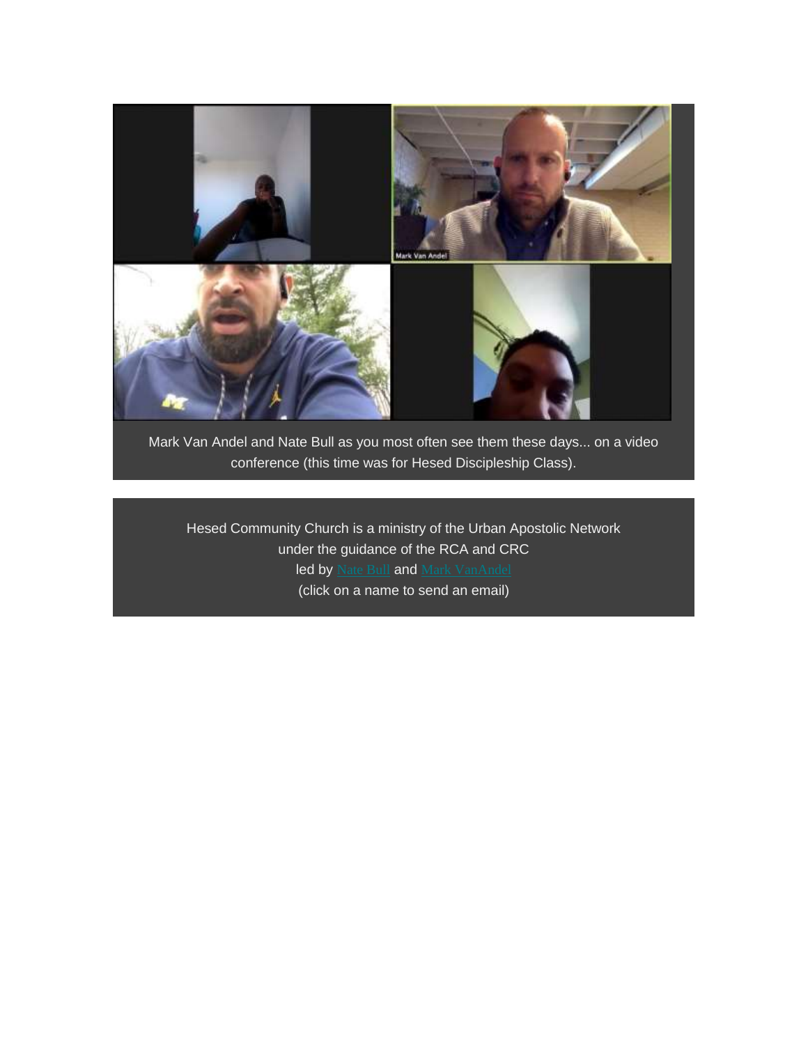Mark Van Andel and Nate Bull as you most often see them these days... on a video conference (this time was for Hesed Discipleship Class).

Hesed Community Church is a ministry of the Urban Apostolic Network
under the guidance of the RCA and CRC
led by Nate Bull and Mark VanAndel
(click on a name to send an email)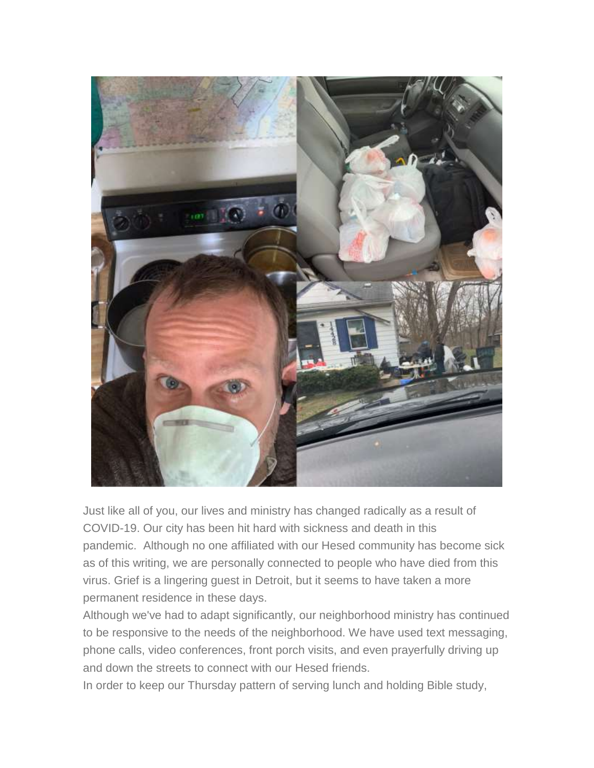Just like all of you, our lives and ministry has changed radically as a result of COVID-19. Our city has been hit hard with sickness and death in this pandemic. Although no one affiliated with our Hesed community has become sick as of this writing, we are personally connected to people who have died from this virus. Grief is a lingering guest in Detroit, but it seems to have taken a more permanent residence in these days.

Although we've had to adapt significantly, our neighborhood ministry has continued to be responsive to the needs of the neighborhood. We have used text messaging, phone calls, video conferences, front porch visits, and even prayerfully driving up and down the streets to connect with our Hesed friends.

In order to keep our Thursday pattern of serving lunch and holding Bible study,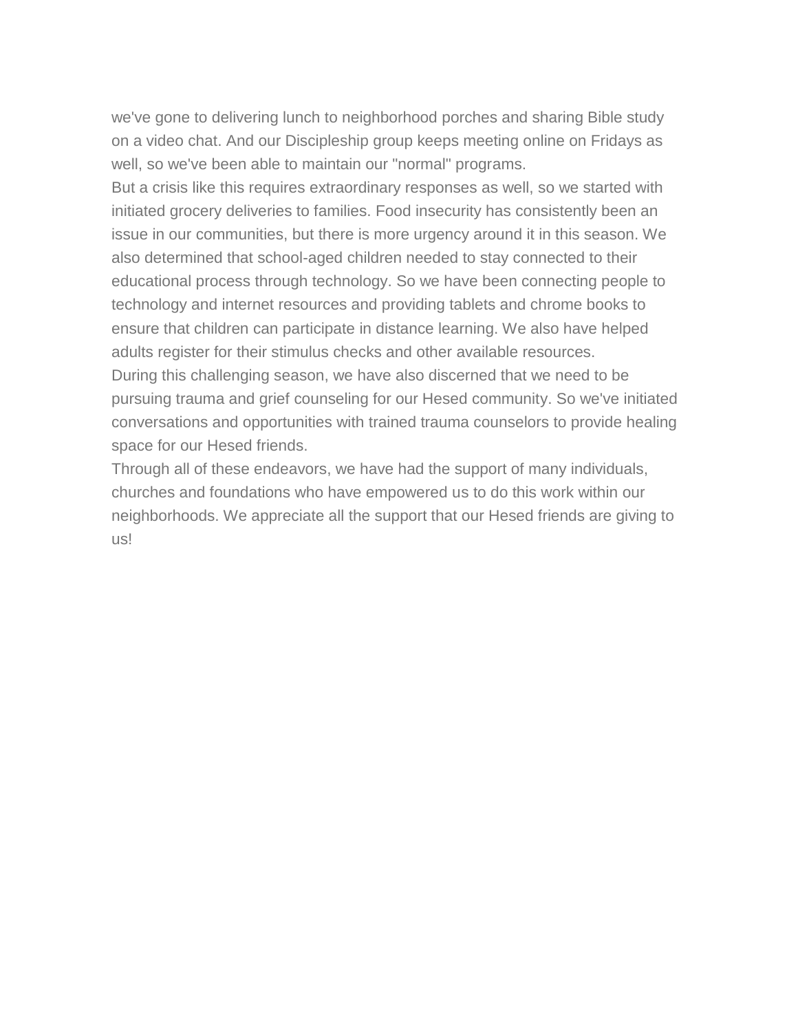we've gone to delivering lunch to neighborhood porches and sharing Bible study on a video chat. And our Discipleship group keeps meeting online on Fridays as well, so we've been able to maintain our "normal" programs.

But a crisis like this requires extraordinary responses as well, so we started with initiated grocery deliveries to families. Food insecurity has consistently been an issue in our communities, but there is more urgency around it in this season. We also determined that school-aged children needed to stay connected to their educational process through technology. So we have been connecting people to technology and internet resources and providing tablets and chrome books to ensure that children can participate in distance learning. We also have helped adults register for their stimulus checks and other available resources.

During this challenging season, we have also discerned that we need to be pursuing trauma and grief counseling for our Hesed community. So we've initiated conversations and opportunities with trained trauma counselors to provide healing space for our Hesed friends.

Through all of these endeavors, we have had the support of many individuals, churches and foundations who have empowered us to do this work within our neighborhoods. We appreciate all the support that our Hesed friends are giving to us!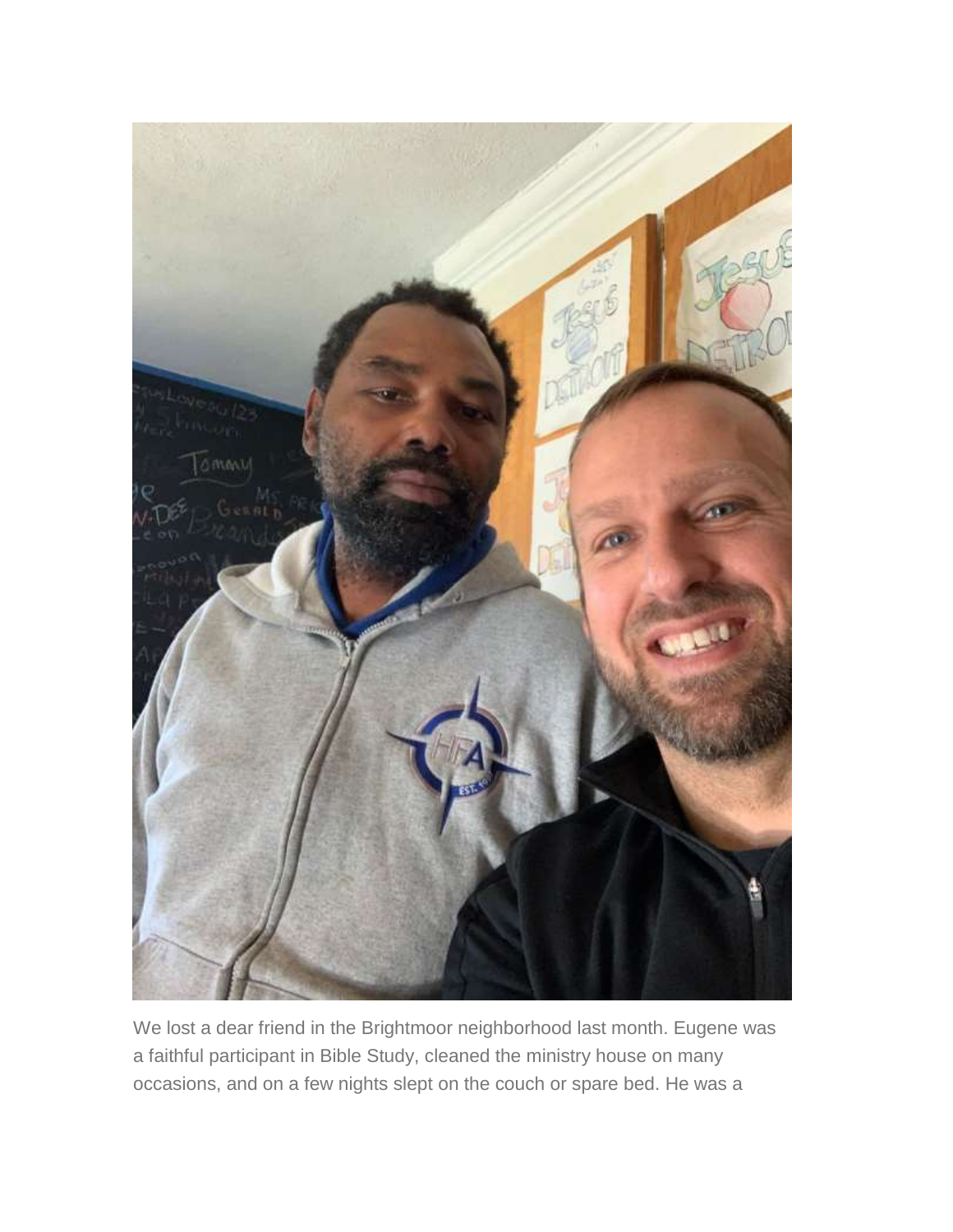We lost a dear friend in the Brightmoor neighborhood last month. Eugene was a faithful participant in Bible Study, cleaned the ministry house on many occasions, and on a few nights slept on the couch or spare bed. He was a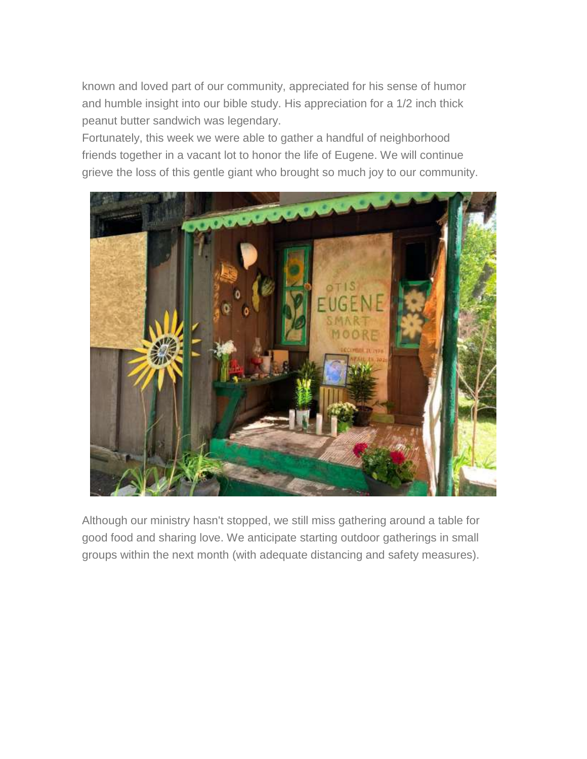known and loved part of our community, appreciated for his sense of humor and humble insight into our bible study. His appreciation for a 1/2 inch thick peanut butter sandwich was legendary.

Fortunately, this week we were able to gather a handful of neighborhood friends together in a vacant lot to honor the life of Eugene. We will continue grieve the loss of this gentle giant who brought so much joy to our community.

Although our ministry hasn't stopped, we still miss gathering around a table for good food and sharing love. We anticipate starting outdoor gatherings in small groups within the next month (with adequate distancing and safety measures).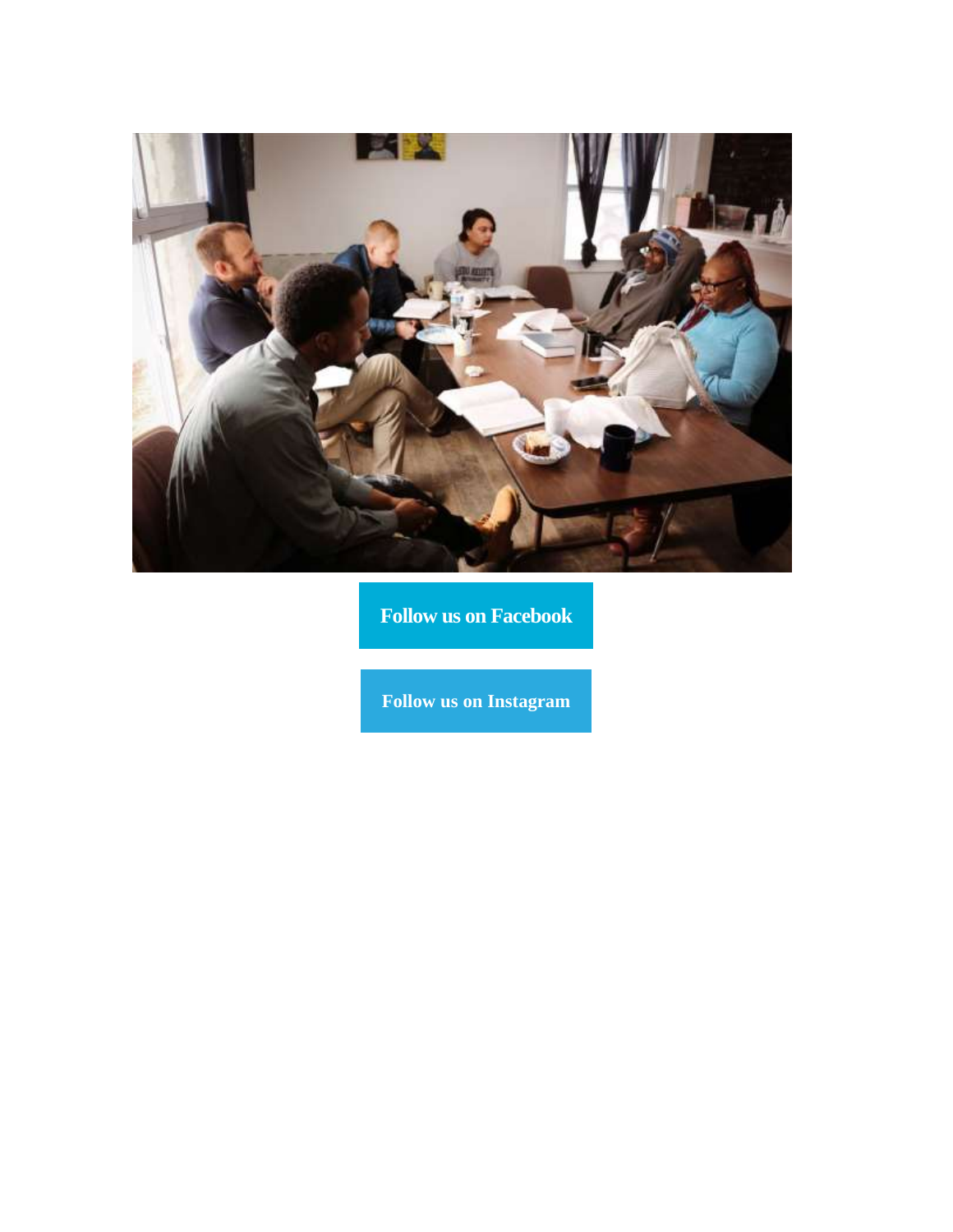Follow us on Facebook

Follow us on Instagram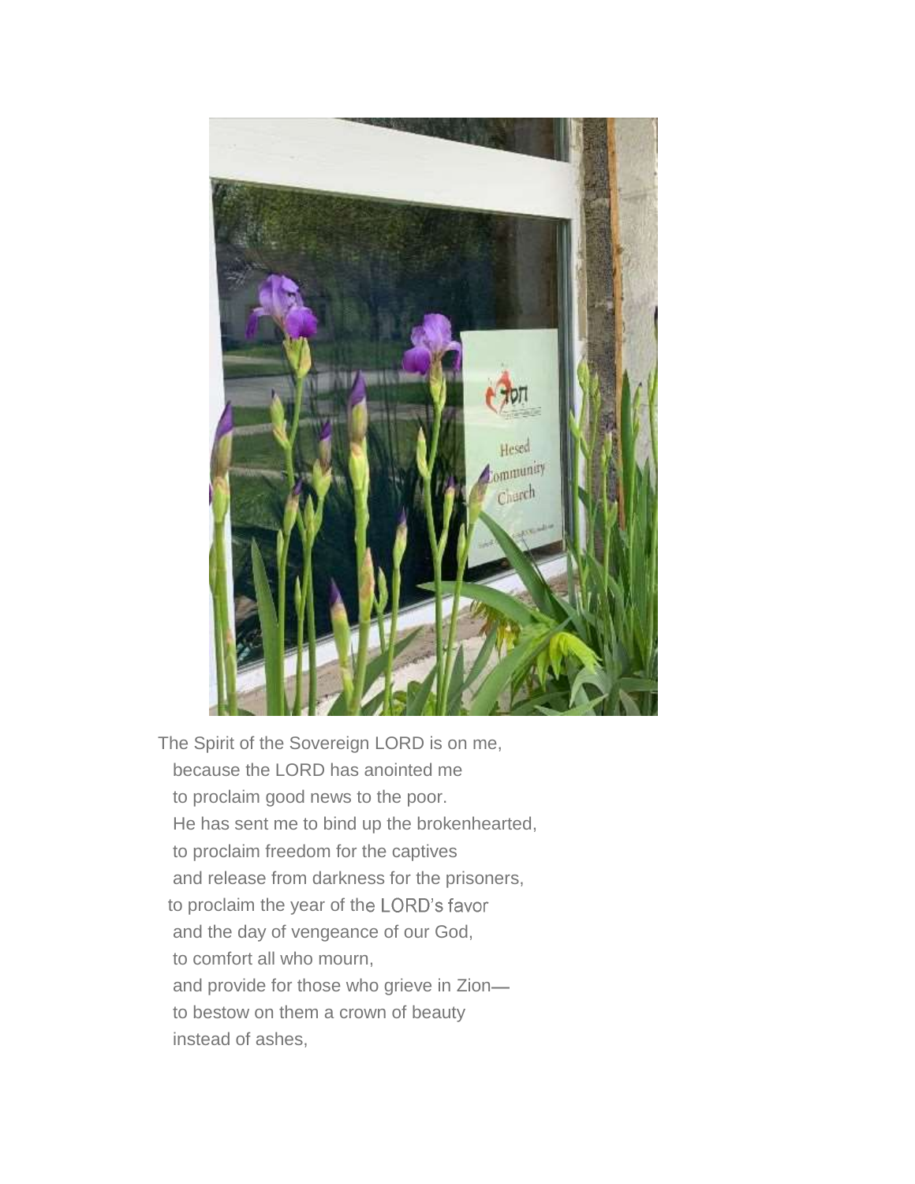The Spirit of the Sovereign LORD is on me,
because the LORD has anointed me
to proclaim good news to the poor.
He has sent me to bind up the brokenhearted,
to proclaim freedom for the captives
and release from darkness for the prisoners,
to proclaim the year of the LORD's favor
and the day of vengeance of our God,
to comfort all who mourn,
and provide for those who grieve in Zion—
to bestow on them a crown of beauty
instead of ashes,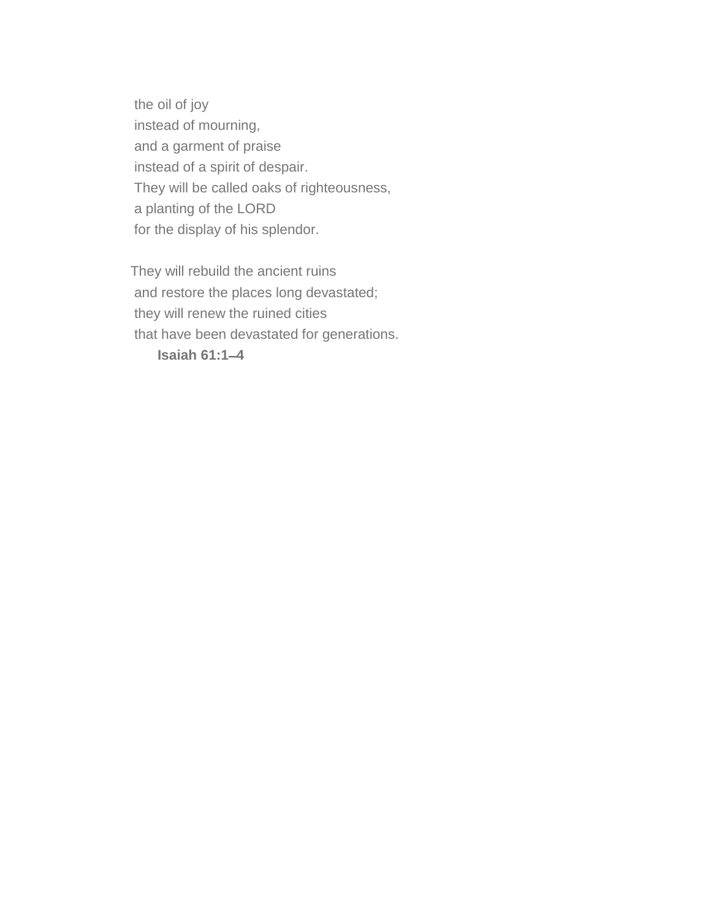the oil of joy  
instead of mourning,  
and a garment of praise  
instead of a spirit of despair.  
They will be called oaks of righteousness,  
a planting of the LORD  
for the display of his splendor.

They will rebuild the ancient ruins  
and restore the places long devastated;  
they will renew the ruined cities  
that have been devastated for generations.

**Isaiah 61:1–4**